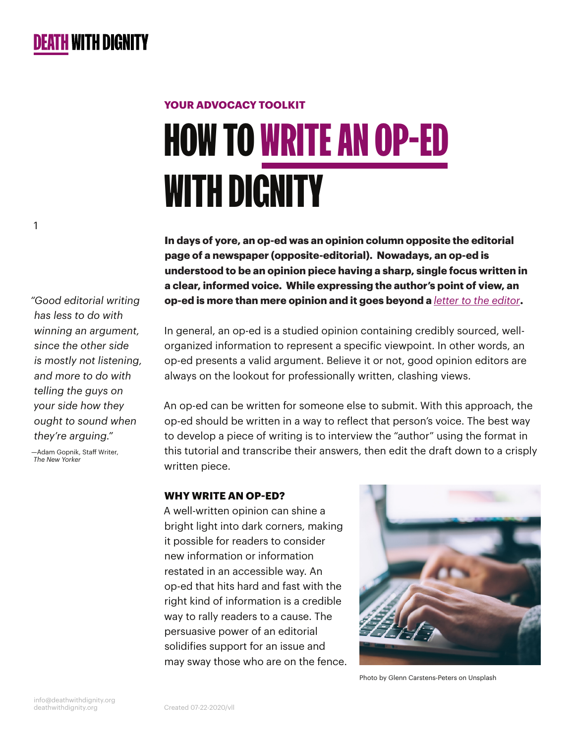DEATH WITH DIGNITY

**YOUR ADVOCACY TOOLKIT**

# HOW TO WRITE AN OP-ED WITH DIGNITY

> *"Good editorial writing has less to do with winning an argument, since the other side is mostly not listening, and more to do with telling the guys on your side how they ought to sound when they're arguing."*
>
> —Adam Gopnik, Staff Writer, *The New Yorker*

**In days of yore, an op-ed was an opinion column opposite the editorial page of a newspaper (opposite-editorial). Nowadays, an op-ed is understood to be an opinion piece having a sharp, single focus written in a clear, informed voice. While expressing the author's point of view, an op-ed is more than mere opinion and it goes beyond a *letter to the editor*.**

In general, an op-ed is a studied opinion containing credibly sourced, well-organized information to represent a specific viewpoint. In other words, an op-ed presents a valid argument. Believe it or not, good opinion editors are always on the lookout for professionally written, clashing views.

An op-ed can be written for someone else to submit. With this approach, the op-ed should be written in a way to reflect that person's voice. The best way to develop a piece of writing is to interview the "author" using the format in this tutorial and transcribe their answers, then edit the draft down to a crisply written piece.

## WHY WRITE AN OP-ED?

A well-written opinion can shine a bright light into dark corners, making it possible for readers to consider new information or information restated in an accessible way. An op-ed that hits hard and fast with the right kind of information is a credible way to rally readers to a cause. The persuasive power of an editorial solidifies support for an issue and may sway those who are on the fence.

Photo by Glenn Carstens-Peters on Unsplash

info@deathwithdignity.org
deathwithdignity.org

Created 07-22-2020/vll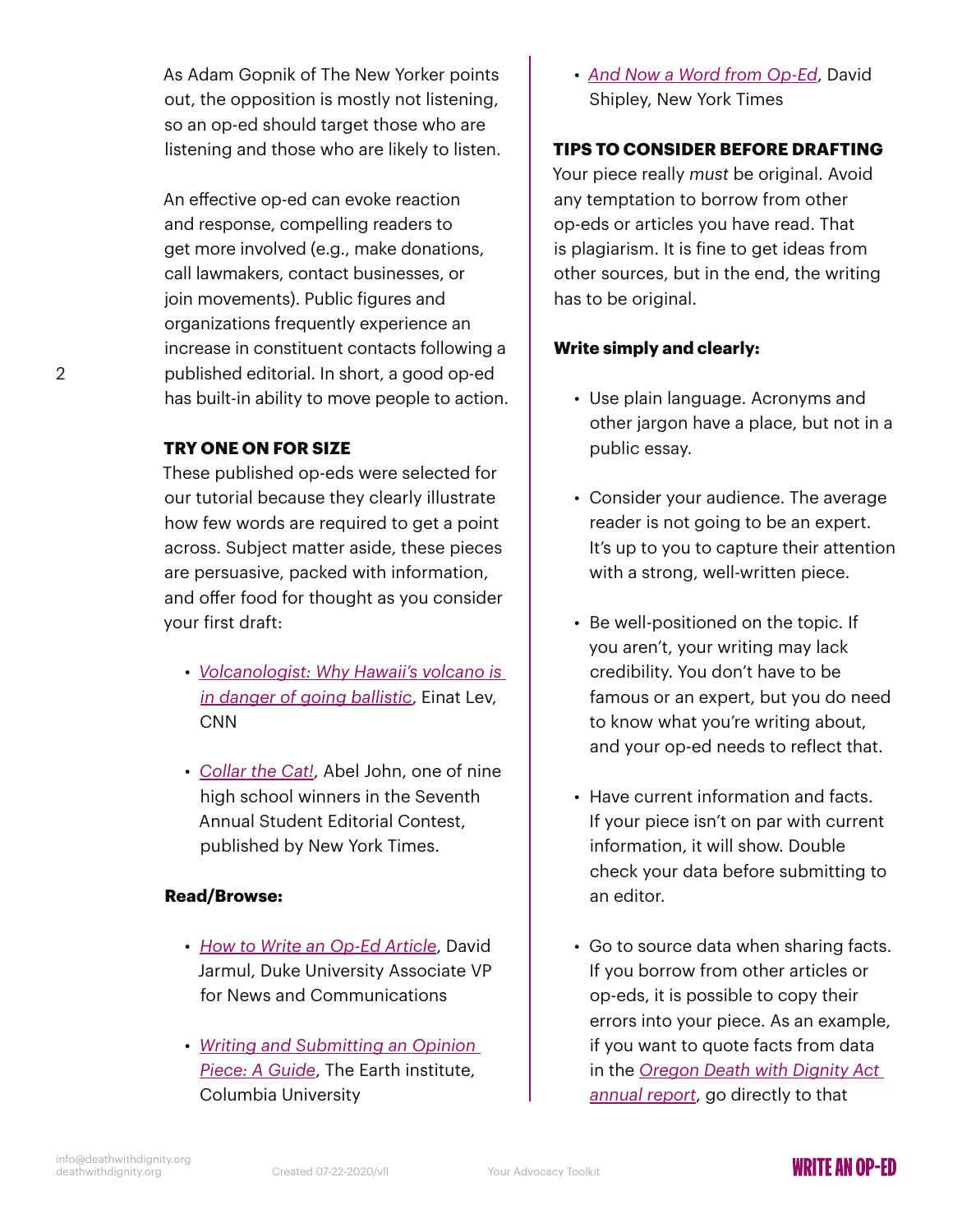As Adam Gopnik of The New Yorker points out, the opposition is mostly not listening, so an op-ed should target those who are listening and those who are likely to listen.

An effective op-ed can evoke reaction and response, compelling readers to get more involved (e.g., make donations, call lawmakers, contact businesses, or join movements). Public figures and organizations frequently experience an increase in constituent contacts following a published editorial. In short, a good op-ed has built-in ability to move people to action.

## TRY ONE ON FOR SIZE

These published op-eds were selected for our tutorial because they clearly illustrate how few words are required to get a point across. Subject matter aside, these pieces are persuasive, packed with information, and offer food for thought as you consider your first draft:

- *Volcanologist: Why Hawaii's volcano is in danger of going ballistic*, Einat Lev, CNN
- *Collar the Cat!*, Abel John, one of nine high school winners in the Seventh Annual Student Editorial Contest, published by New York Times.

**Read/Browse:**

- *How to Write an Op-Ed Article*, David Jarmul, Duke University Associate VP for News and Communications
- *Writing and Submitting an Opinion Piece: A Guide*, The Earth institute, Columbia University
- *And Now a Word from Op-Ed*, David Shipley, New York Times

## TIPS TO CONSIDER BEFORE DRAFTING

Your piece really *must* be original. Avoid any temptation to borrow from other op-eds or articles you have read. That is plagiarism. It is fine to get ideas from other sources, but in the end, the writing has to be original.

**Write simply and clearly:**

- Use plain language. Acronyms and other jargon have a place, but not in a public essay.
- Consider your audience. The average reader is not going to be an expert. It's up to you to capture their attention with a strong, well-written piece.
- Be well-positioned on the topic. If you aren't, your writing may lack credibility. You don't have to be famous or an expert, but you do need to know what you're writing about, and your op-ed needs to reflect that.
- Have current information and facts. If your piece isn't on par with current information, it will show. Double check your data before submitting to an editor.
- Go to source data when sharing facts. If you borrow from other articles or op-eds, it is possible to copy their errors into your piece. As an example, if you want to quote facts from data in the *Oregon Death with Dignity Act annual report*, go directly to that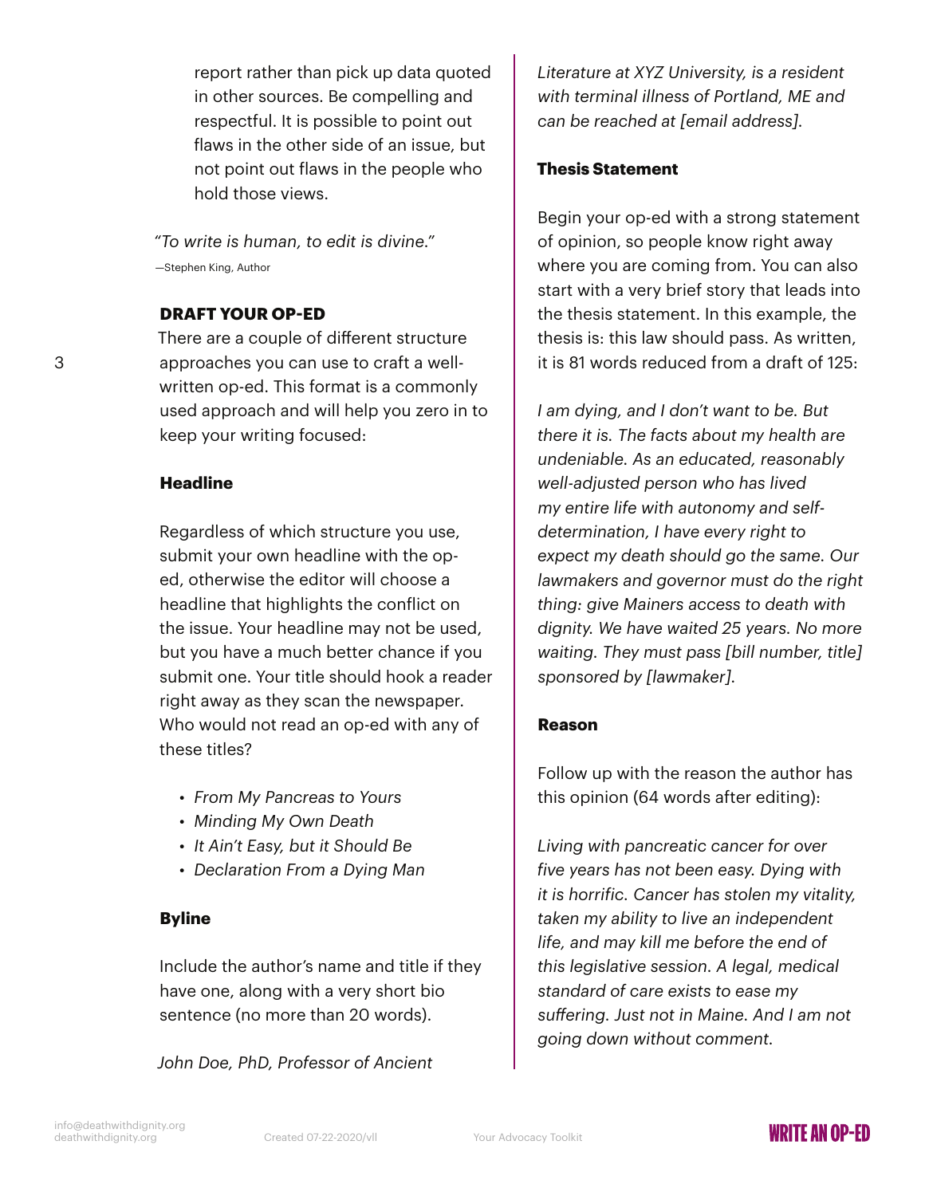report rather than pick up data quoted in other sources. Be compelling and respectful. It is possible to point out flaws in the other side of an issue, but not point out flaws in the people who hold those views.

*"To write is human, to edit is divine."*
—Stephen King, Author

## DRAFT YOUR OP-ED

There are a couple of different structure approaches you can use to craft a well-written op-ed. This format is a commonly used approach and will help you zero in to keep your writing focused:

### Headline

Regardless of which structure you use, submit your own headline with the op-ed, otherwise the editor will choose a headline that highlights the conflict on the issue. Your headline may not be used, but you have a much better chance if you submit one. Your title should hook a reader right away as they scan the newspaper. Who would not read an op-ed with any of these titles?

- *From My Pancreas to Yours*
- *Minding My Own Death*
- *It Ain't Easy, but it Should Be*
- *Declaration From a Dying Man*

### Byline

Include the author's name and title if they have one, along with a very short bio sentence (no more than 20 words).

*John Doe, PhD, Professor of Ancient Literature at XYZ University, is a resident with terminal illness of Portland, ME and can be reached at [email address].*

### Thesis Statement

Begin your op-ed with a strong statement of opinion, so people know right away where you are coming from. You can also start with a very brief story that leads into the thesis statement. In this example, the thesis is: this law should pass. As written, it is 81 words reduced from a draft of 125:

*I am dying, and I don't want to be. But there it is. The facts about my health are undeniable. As an educated, reasonably well-adjusted person who has lived my entire life with autonomy and self-determination, I have every right to expect my death should go the same. Our lawmakers and governor must do the right thing: give Mainers access to death with dignity. We have waited 25 years. No more waiting. They must pass [bill number, title] sponsored by [lawmaker].*

### Reason

Follow up with the reason the author has this opinion (64 words after editing):

*Living with pancreatic cancer for over five years has not been easy. Dying with it is horrific. Cancer has stolen my vitality, taken my ability to live an independent life, and may kill me before the end of this legislative session. A legal, medical standard of care exists to ease my suffering. Just not in Maine. And I am not going down without comment.*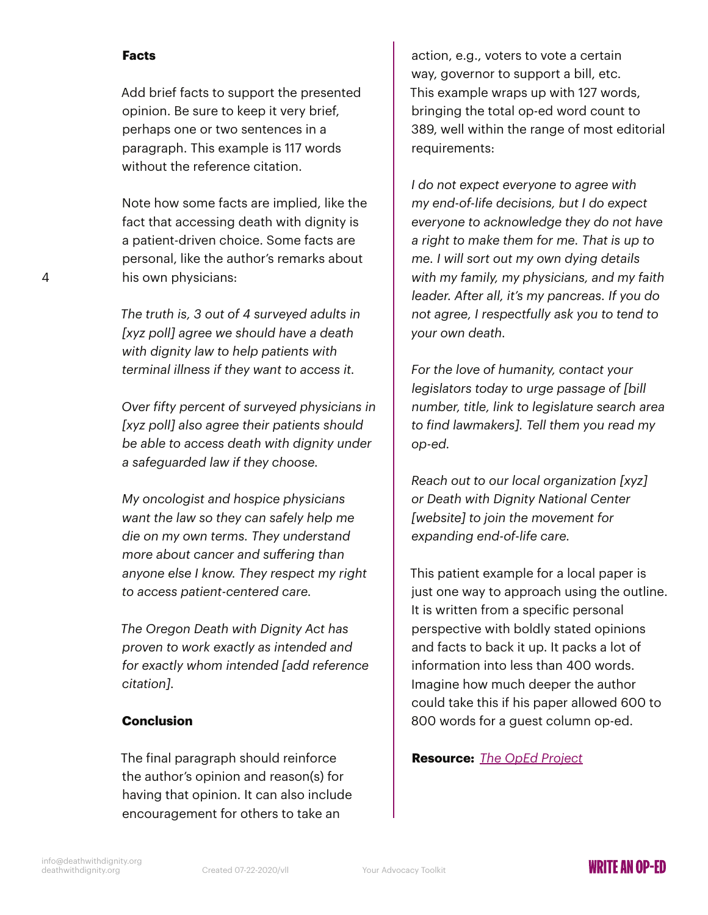**Facts**

Add brief facts to support the presented opinion. Be sure to keep it very brief, perhaps one or two sentences in a paragraph. This example is 117 words without the reference citation.

Note how some facts are implied, like the fact that accessing death with dignity is a patient-driven choice. Some facts are personal, like the author's remarks about his own physicians:

*The truth is, 3 out of 4 surveyed adults in [xyz poll] agree we should have a death with dignity law to help patients with terminal illness if they want to access it.*

*Over fifty percent of surveyed physicians in [xyz poll] also agree their patients should be able to access death with dignity under a safeguarded law if they choose.*

*My oncologist and hospice physicians want the law so they can safely help me die on my own terms. They understand more about cancer and suffering than anyone else I know. They respect my right to access patient-centered care.*

*The Oregon Death with Dignity Act has proven to work exactly as intended and for exactly whom intended [add reference citation].*

**Conclusion**

The final paragraph should reinforce the author's opinion and reason(s) for having that opinion. It can also include encouragement for others to take an action, e.g., voters to vote a certain way, governor to support a bill, etc. This example wraps up with 127 words, bringing the total op-ed word count to 389, well within the range of most editorial requirements:

*I do not expect everyone to agree with my end-of-life decisions, but I do expect everyone to acknowledge they do not have a right to make them for me. That is up to me. I will sort out my own dying details with my family, my physicians, and my faith leader. After all, it's my pancreas. If you do not agree, I respectfully ask you to tend to your own death.*

*For the love of humanity, contact your legislators today to urge passage of [bill number, title, link to legislature search area to find lawmakers]. Tell them you read my op-ed.*

*Reach out to our local organization [xyz] or Death with Dignity National Center [website] to join the movement for expanding end-of-life care.*

This patient example for a local paper is just one way to approach using the outline. It is written from a specific personal perspective with boldly stated opinions and facts to back it up. It packs a lot of information into less than 400 words. Imagine how much deeper the author could take this if his paper allowed 600 to 800 words for a guest column op-ed.

**Resource:** [The OpEd Project]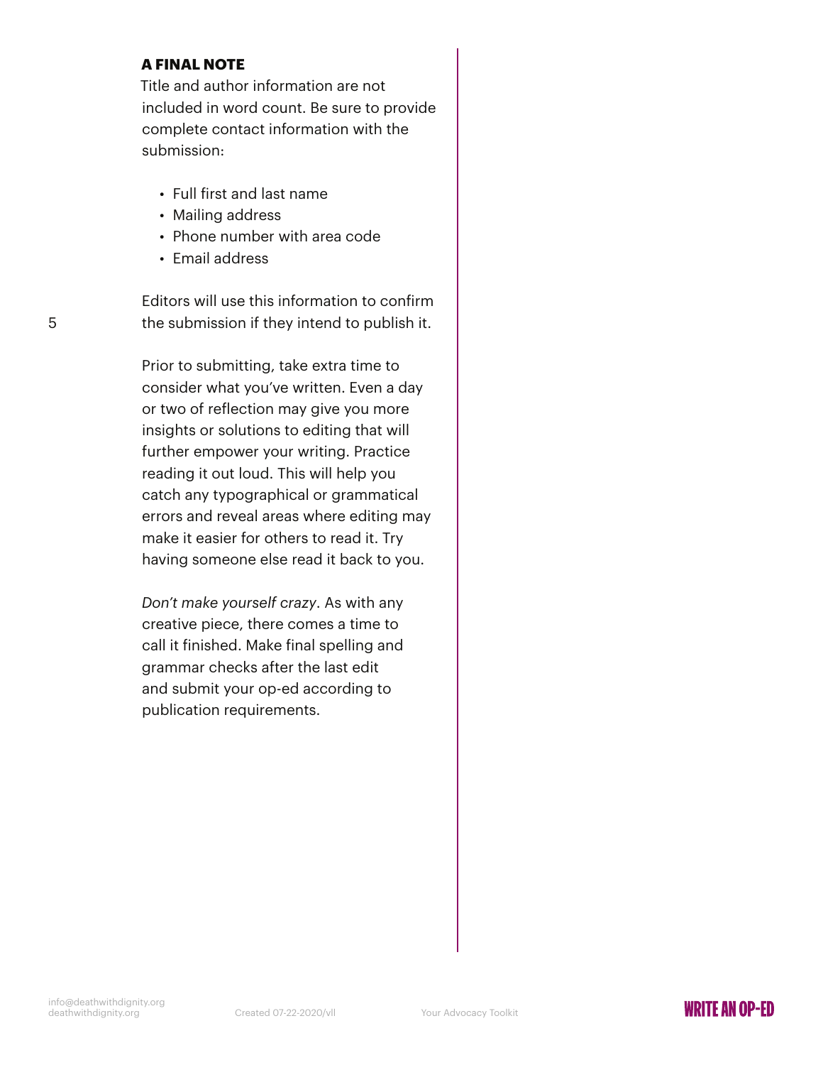## A FINAL NOTE

Title and author information are not included in word count. Be sure to provide complete contact information with the submission:

- Full first and last name
- Mailing address
- Phone number with area code
- Email address

Editors will use this information to confirm the submission if they intend to publish it.

Prior to submitting, take extra time to consider what you've written. Even a day or two of reflection may give you more insights or solutions to editing that will further empower your writing. Practice reading it out loud. This will help you catch any typographical or grammatical errors and reveal areas where editing may make it easier for others to read it. Try having someone else read it back to you.

*Don't make yourself crazy*. As with any creative piece, there comes a time to call it finished. Make final spelling and grammar checks after the last edit and submit your op-ed according to publication requirements.